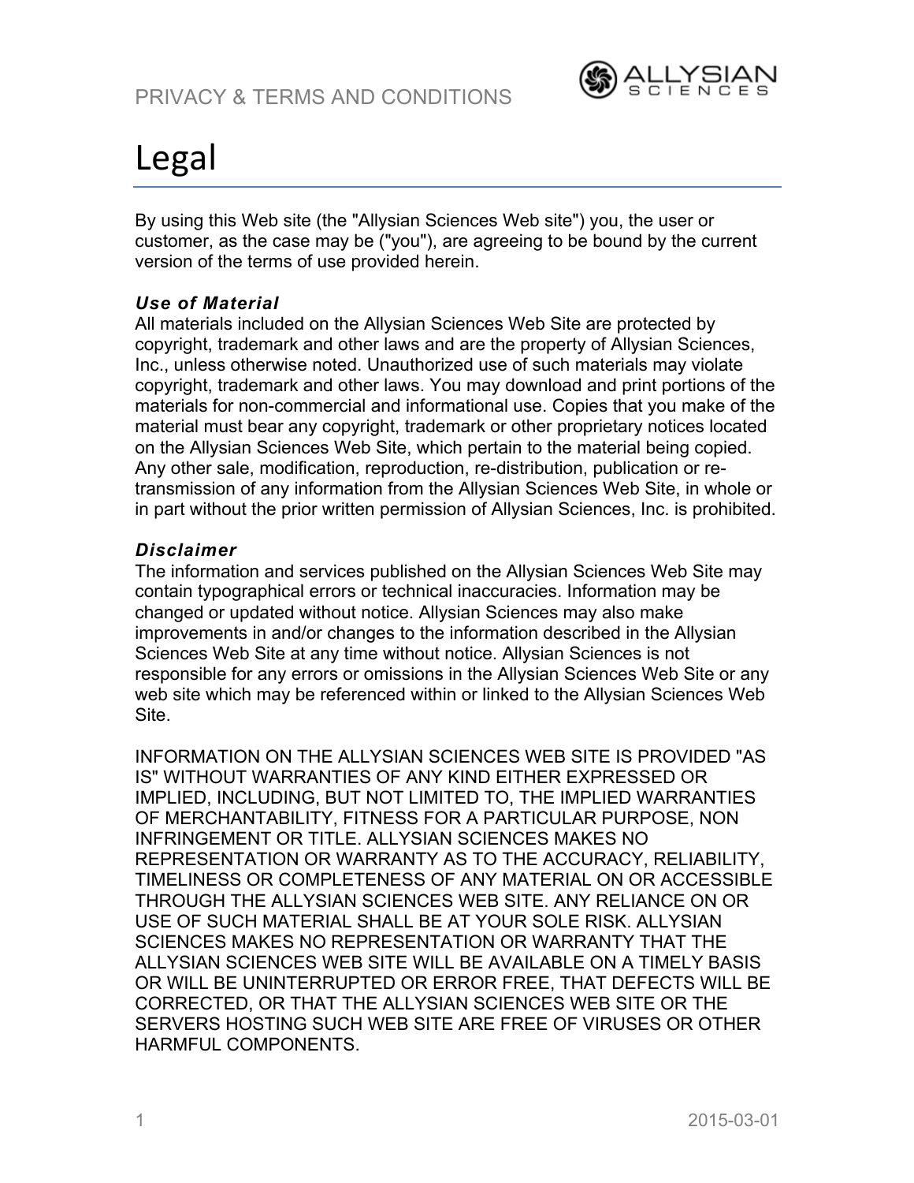PRIVACY & TERMS AND CONDITIONS

# Legal

By using this Web site (the "Allysian Sciences Web site") you, the user or customer, as the case may be ("you"), are agreeing to be bound by the current version of the terms of use provided herein.

### *Use of Material*

All materials included on the Allysian Sciences Web Site are protected by copyright, trademark and other laws and are the property of Allysian Sciences, Inc., unless otherwise noted. Unauthorized use of such materials may violate copyright, trademark and other laws. You may download and print portions of the materials for non-commercial and informational use. Copies that you make of the material must bear any copyright, trademark or other proprietary notices located on the Allysian Sciences Web Site, which pertain to the material being copied. Any other sale, modification, reproduction, re-distribution, publication or re-transmission of any information from the Allysian Sciences Web Site, in whole or in part without the prior written permission of Allysian Sciences, Inc. is prohibited.

### *Disclaimer*

The information and services published on the Allysian Sciences Web Site may contain typographical errors or technical inaccuracies. Information may be changed or updated without notice. Allysian Sciences may also make improvements in and/or changes to the information described in the Allysian Sciences Web Site at any time without notice. Allysian Sciences is not responsible for any errors or omissions in the Allysian Sciences Web Site or any web site which may be referenced within or linked to the Allysian Sciences Web Site.

INFORMATION ON THE ALLYSIAN SCIENCES WEB SITE IS PROVIDED "AS IS" WITHOUT WARRANTIES OF ANY KIND EITHER EXPRESSED OR IMPLIED, INCLUDING, BUT NOT LIMITED TO, THE IMPLIED WARRANTIES OF MERCHANTABILITY, FITNESS FOR A PARTICULAR PURPOSE, NON INFRINGEMENT OR TITLE. ALLYSIAN SCIENCES MAKES NO REPRESENTATION OR WARRANTY AS TO THE ACCURACY, RELIABILITY, TIMELINESS OR COMPLETENESS OF ANY MATERIAL ON OR ACCESSIBLE THROUGH THE ALLYSIAN SCIENCES WEB SITE. ANY RELIANCE ON OR USE OF SUCH MATERIAL SHALL BE AT YOUR SOLE RISK. ALLYSIAN SCIENCES MAKES NO REPRESENTATION OR WARRANTY THAT THE ALLYSIAN SCIENCES WEB SITE WILL BE AVAILABLE ON A TIMELY BASIS OR WILL BE UNINTERRUPTED OR ERROR FREE, THAT DEFECTS WILL BE CORRECTED, OR THAT THE ALLYSIAN SCIENCES WEB SITE OR THE SERVERS HOSTING SUCH WEB SITE ARE FREE OF VIRUSES OR OTHER HARMFUL COMPONENTS.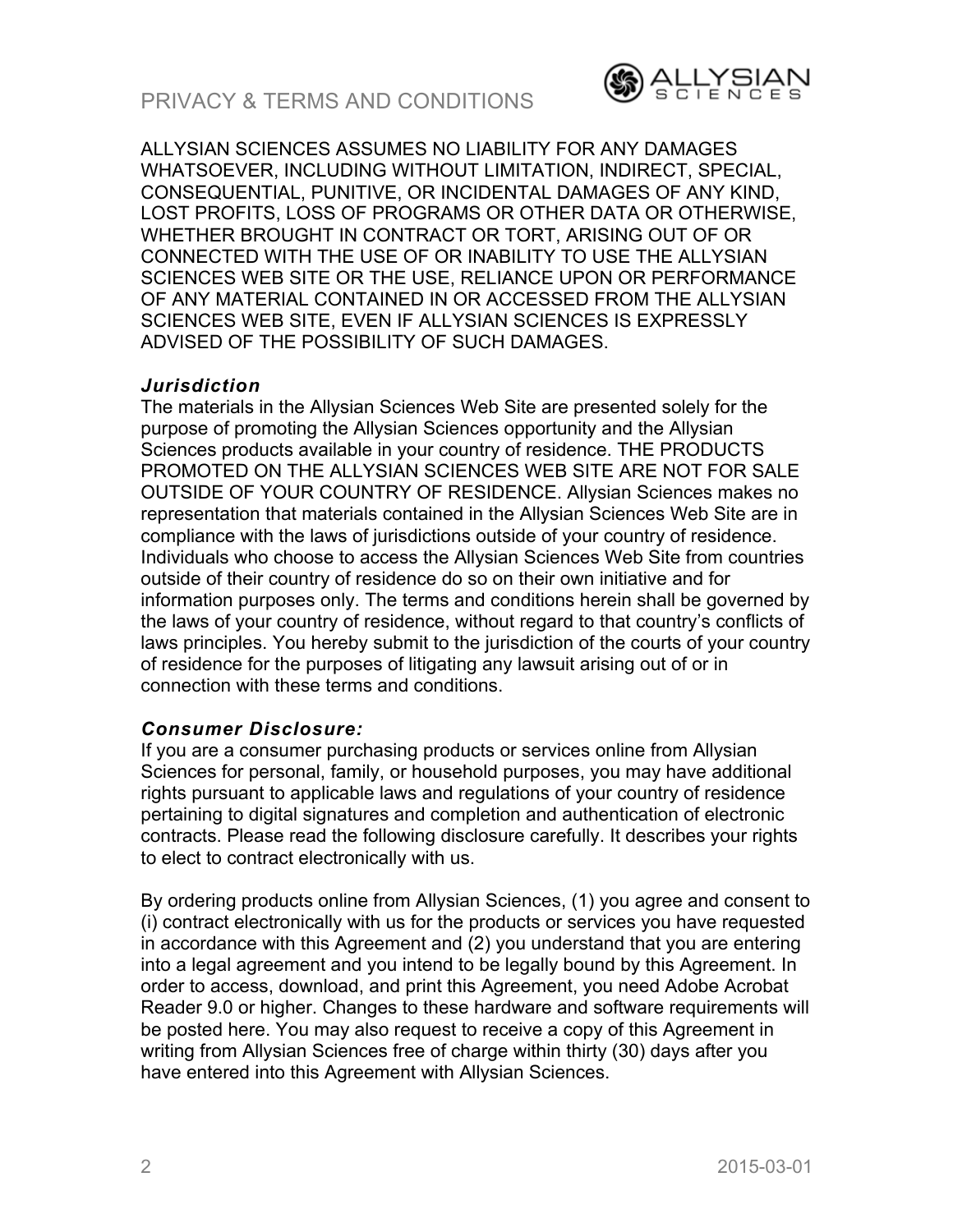ALLYSIAN SCIENCES ASSUMES NO LIABILITY FOR ANY DAMAGES WHATSOEVER, INCLUDING WITHOUT LIMITATION, INDIRECT, SPECIAL, CONSEQUENTIAL, PUNITIVE, OR INCIDENTAL DAMAGES OF ANY KIND, LOST PROFITS, LOSS OF PROGRAMS OR OTHER DATA OR OTHERWISE, WHETHER BROUGHT IN CONTRACT OR TORT, ARISING OUT OF OR CONNECTED WITH THE USE OF OR INABILITY TO USE THE ALLYSIAN SCIENCES WEB SITE OR THE USE, RELIANCE UPON OR PERFORMANCE OF ANY MATERIAL CONTAINED IN OR ACCESSED FROM THE ALLYSIAN SCIENCES WEB SITE, EVEN IF ALLYSIAN SCIENCES IS EXPRESSLY ADVISED OF THE POSSIBILITY OF SUCH DAMAGES.

### *Jurisdiction*

The materials in the Allysian Sciences Web Site are presented solely for the purpose of promoting the Allysian Sciences opportunity and the Allysian Sciences products available in your country of residence. THE PRODUCTS PROMOTED ON THE ALLYSIAN SCIENCES WEB SITE ARE NOT FOR SALE OUTSIDE OF YOUR COUNTRY OF RESIDENCE. Allysian Sciences makes no representation that materials contained in the Allysian Sciences Web Site are in compliance with the laws of jurisdictions outside of your country of residence. Individuals who choose to access the Allysian Sciences Web Site from countries outside of their country of residence do so on their own initiative and for information purposes only. The terms and conditions herein shall be governed by the laws of your country of residence, without regard to that country's conflicts of laws principles. You hereby submit to the jurisdiction of the courts of your country of residence for the purposes of litigating any lawsuit arising out of or in connection with these terms and conditions.

### *Consumer Disclosure:*

If you are a consumer purchasing products or services online from Allysian Sciences for personal, family, or household purposes, you may have additional rights pursuant to applicable laws and regulations of your country of residence pertaining to digital signatures and completion and authentication of electronic contracts. Please read the following disclosure carefully. It describes your rights to elect to contract electronically with us.

By ordering products online from Allysian Sciences, (1) you agree and consent to (i) contract electronically with us for the products or services you have requested in accordance with this Agreement and (2) you understand that you are entering into a legal agreement and you intend to be legally bound by this Agreement. In order to access, download, and print this Agreement, you need Adobe Acrobat Reader 9.0 or higher. Changes to these hardware and software requirements will be posted here. You may also request to receive a copy of this Agreement in writing from Allysian Sciences free of charge within thirty (30) days after you have entered into this Agreement with Allysian Sciences.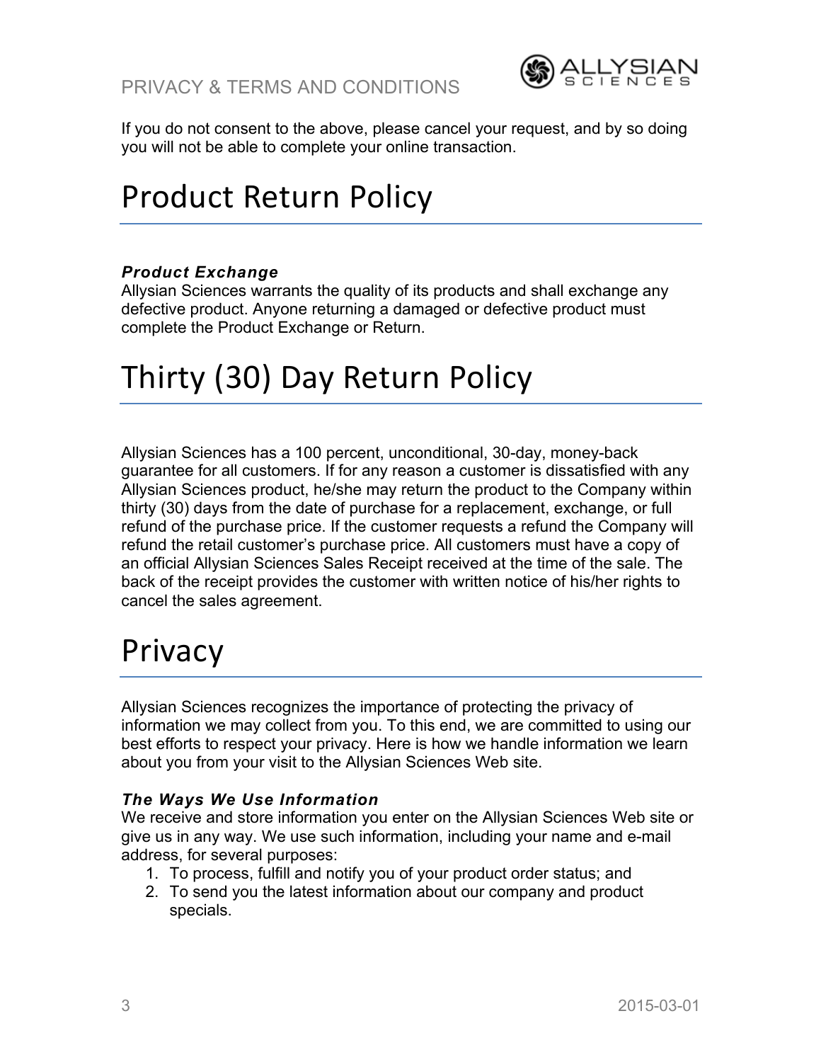If you do not consent to the above, please cancel your request, and by so doing you will not be able to complete your online transaction.

# Product Return Policy

***Product Exchange***
Allysian Sciences warrants the quality of its products and shall exchange any defective product. Anyone returning a damaged or defective product must complete the Product Exchange or Return.

# Thirty (30) Day Return Policy

Allysian Sciences has a 100 percent, unconditional, 30-day, money-back guarantee for all customers. If for any reason a customer is dissatisfied with any Allysian Sciences product, he/she may return the product to the Company within thirty (30) days from the date of purchase for a replacement, exchange, or full refund of the purchase price. If the customer requests a refund the Company will refund the retail customer's purchase price. All customers must have a copy of an official Allysian Sciences Sales Receipt received at the time of the sale. The back of the receipt provides the customer with written notice of his/her rights to cancel the sales agreement.

# Privacy

Allysian Sciences recognizes the importance of protecting the privacy of information we may collect from you. To this end, we are committed to using our best efforts to respect your privacy. Here is how we handle information we learn about you from your visit to the Allysian Sciences Web site.

***The Ways We Use Information***
We receive and store information you enter on the Allysian Sciences Web site or give us in any way. We use such information, including your name and e-mail address, for several purposes:

1. To process, fulfill and notify you of your product order status; and
2. To send you the latest information about our company and product specials.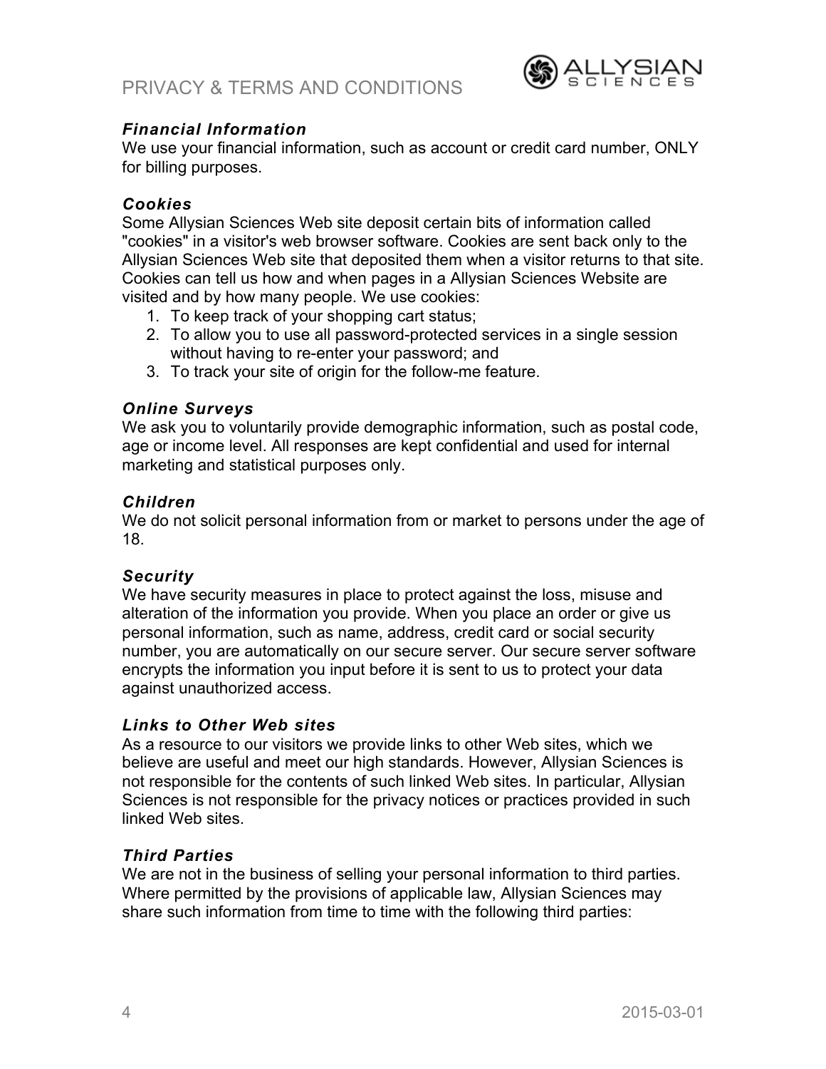### *Financial Information*

We use your financial information, such as account or credit card number, ONLY for billing purposes.

### *Cookies*

Some Allysian Sciences Web site deposit certain bits of information called "cookies" in a visitor's web browser software. Cookies are sent back only to the Allysian Sciences Web site that deposited them when a visitor returns to that site. Cookies can tell us how and when pages in a Allysian Sciences Website are visited and by how many people. We use cookies:

1. To keep track of your shopping cart status;
2. To allow you to use all password-protected services in a single session without having to re-enter your password; and
3. To track your site of origin for the follow-me feature.

### *Online Surveys*

We ask you to voluntarily provide demographic information, such as postal code, age or income level. All responses are kept confidential and used for internal marketing and statistical purposes only.

### *Children*

We do not solicit personal information from or market to persons under the age of 18.

### *Security*

We have security measures in place to protect against the loss, misuse and alteration of the information you provide. When you place an order or give us personal information, such as name, address, credit card or social security number, you are automatically on our secure server. Our secure server software encrypts the information you input before it is sent to us to protect your data against unauthorized access.

### *Links to Other Web sites*

As a resource to our visitors we provide links to other Web sites, which we believe are useful and meet our high standards. However, Allysian Sciences is not responsible for the contents of such linked Web sites. In particular, Allysian Sciences is not responsible for the privacy notices or practices provided in such linked Web sites.

### *Third Parties*

We are not in the business of selling your personal information to third parties. Where permitted by the provisions of applicable law, Allysian Sciences may share such information from time to time with the following third parties: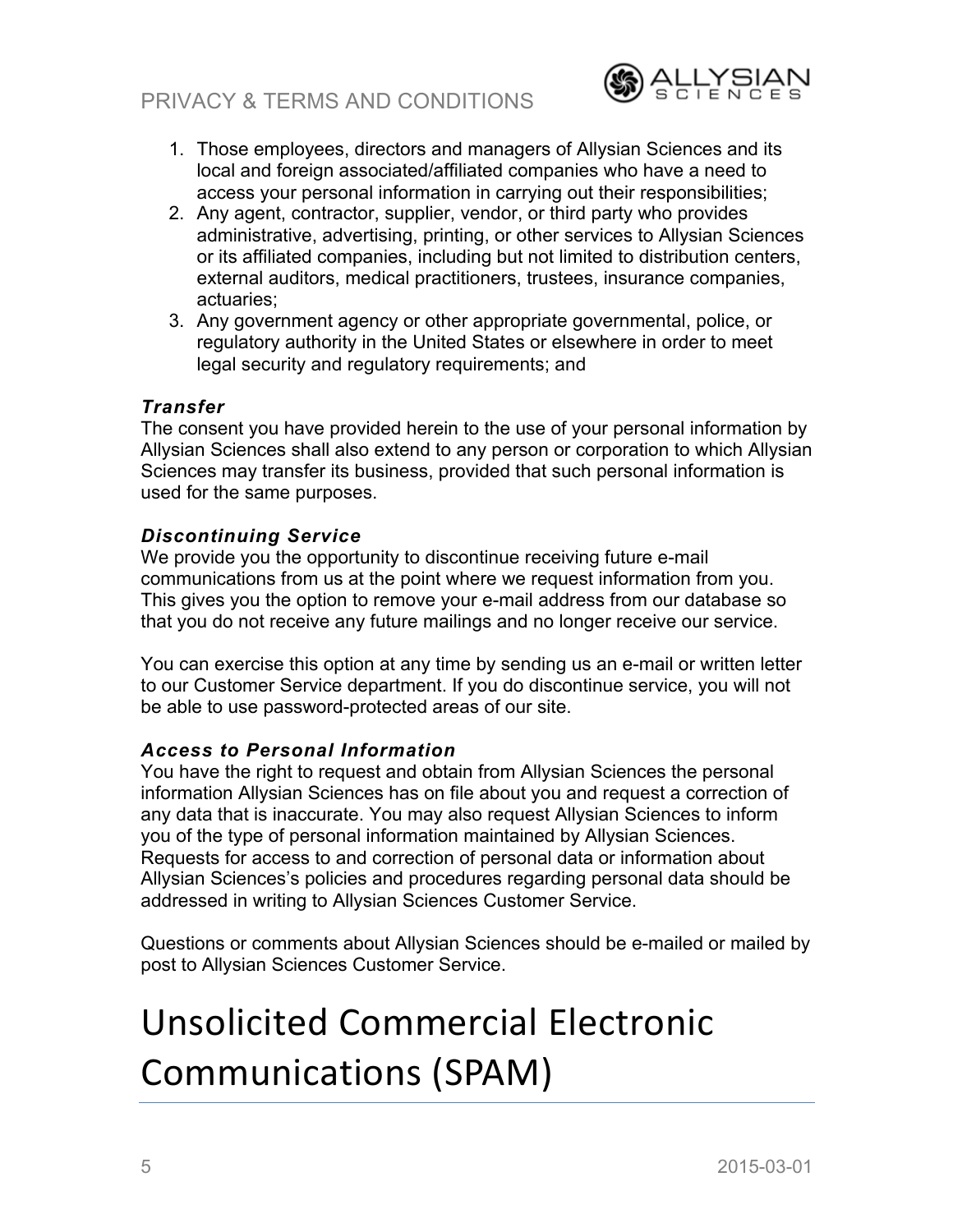1. Those employees, directors and managers of Allysian Sciences and its local and foreign associated/affiliated companies who have a need to access your personal information in carrying out their responsibilities;
2. Any agent, contractor, supplier, vendor, or third party who provides administrative, advertising, printing, or other services to Allysian Sciences or its affiliated companies, including but not limited to distribution centers, external auditors, medical practitioners, trustees, insurance companies, actuaries;
3. Any government agency or other appropriate governmental, police, or regulatory authority in the United States or elsewhere in order to meet legal security and regulatory requirements; and

***Transfer***

The consent you have provided herein to the use of your personal information by Allysian Sciences shall also extend to any person or corporation to which Allysian Sciences may transfer its business, provided that such personal information is used for the same purposes.

***Discontinuing Service***

We provide you the opportunity to discontinue receiving future e-mail communications from us at the point where we request information from you. This gives you the option to remove your e-mail address from our database so that you do not receive any future mailings and no longer receive our service.

You can exercise this option at any time by sending us an e-mail or written letter to our Customer Service department. If you do discontinue service, you will not be able to use password-protected areas of our site.

***Access to Personal Information***

You have the right to request and obtain from Allysian Sciences the personal information Allysian Sciences has on file about you and request a correction of any data that is inaccurate. You may also request Allysian Sciences to inform you of the type of personal information maintained by Allysian Sciences. Requests for access to and correction of personal data or information about Allysian Sciences's policies and procedures regarding personal data should be addressed in writing to Allysian Sciences Customer Service.

Questions or comments about Allysian Sciences should be e-mailed or mailed by post to Allysian Sciences Customer Service.

# Unsolicited Commercial Electronic Communications (SPAM)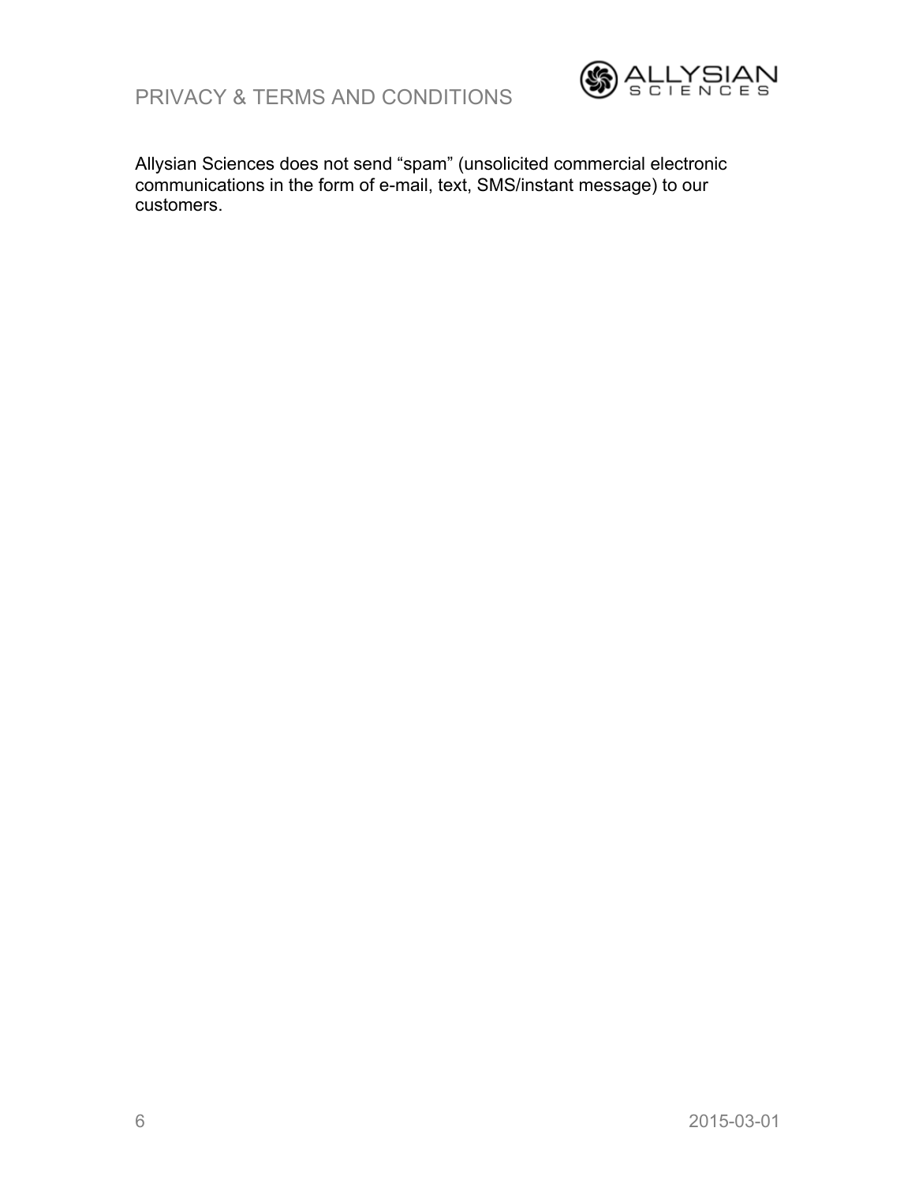Allysian Sciences does not send “spam” (unsolicited commercial electronic communications in the form of e-mail, text, SMS/instant message) to our customers.